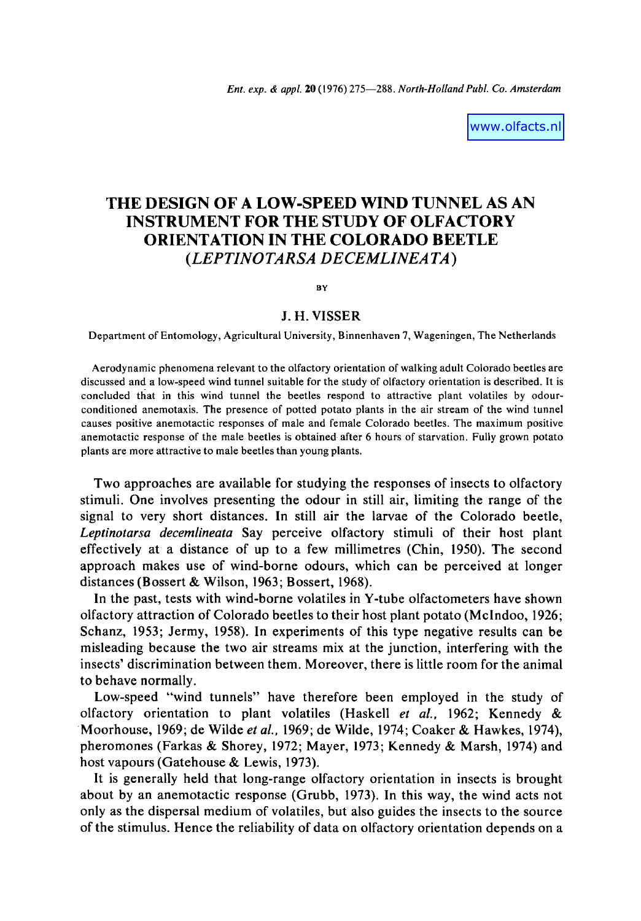www.olfacts.nl

# THE DESIGN OF A LOW-SPEED WIND TUNNEL AS AN INSTRUMENT FOR THE STUDY OF OLFACTORY ORIENTATION IN THE COLORADO BEETLE (*LEPTINOTARSA DECEMLINEATA*)

BY

## J. H. VISSER

Department of Entomology, Agricultural University, Binnenhaven 7, Wageningen, The Netherlands

Aerodynamic phenomena relevant to the olfactory orientation of walking adult Colorado beetles are discussed and a low-speed wind tunnel suitable for the study of olfactory orientation is described. It is concluded that in this wind tunnel the beetles respond to attractive plant volatiles by odour-conditioned anemotaxis. The presence of potted potato plants in the air stream of the wind tunnel causes positive anemotactic responses of male and female Colorado beetles. The maximum positive anemotactic response of the male beetles is obtained after 6 hours of starvation. Fully grown potato plants are more attractive to male beetles than young plants.

Two approaches are available for studying the responses of insects to olfactory stimuli. One involves presenting the odour in still air, limiting the range of the signal to very short distances. In still air the larvae of the Colorado beetle, *Leptinotarsa decemlineata* Say perceive olfactory stimuli of their host plant effectively at a distance of up to a few millimetres (Chin, 1950). The second approach makes use of wind-borne odours, which can be perceived at longer distances (Bossert & Wilson, 1963; Bossert, 1968).

In the past, tests with wind-borne volatiles in Y-tube olfactometers have shown olfactory attraction of Colorado beetles to their host plant potato (McIndoo, 1926; Schanz, 1953; Jermy, 1958). In experiments of this type negative results can be misleading because the two air streams mix at the junction, interfering with the insects' discrimination between them. Moreover, there is little room for the animal to behave normally.

Low-speed "wind tunnels" have therefore been employed in the study of olfactory orientation to plant volatiles (Haskell *et al.*, 1962; Kennedy & Moorhouse, 1969; de Wilde *et al.*, 1969; de Wilde, 1974; Coaker & Hawkes, 1974), pheromones (Farkas & Shorey, 1972; Mayer, 1973; Kennedy & Marsh, 1974) and host vapours (Gatehouse & Lewis, 1973).

It is generally held that long-range olfactory orientation in insects is brought about by an anemotactic response (Grubb, 1973). In this way, the wind acts not only as the dispersal medium of volatiles, but also guides the insects to the source of the stimulus. Hence the reliability of data on olfactory orientation depends on a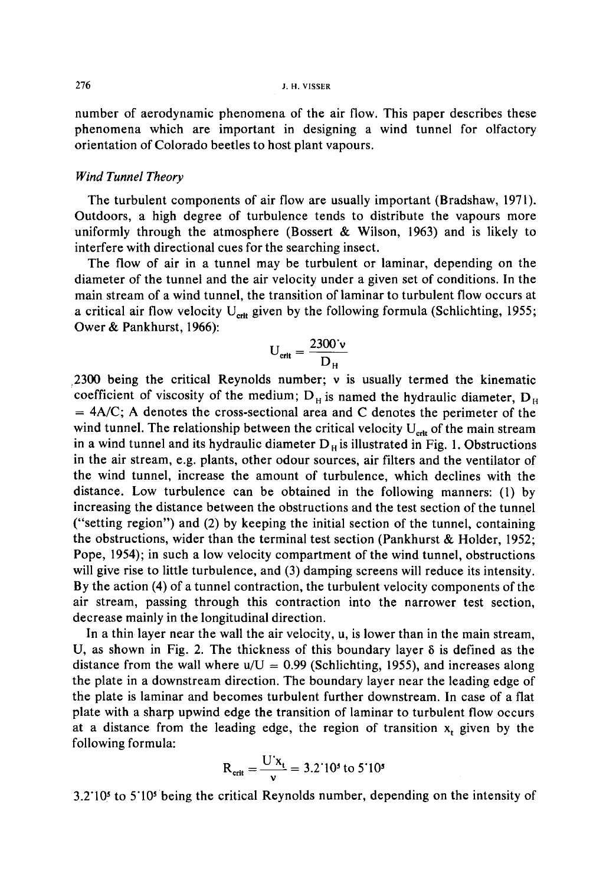number of aerodynamic phenomena of the air flow. This paper describes these phenomena which are important in designing a wind tunnel for olfactory orientation of Colorado beetles to host plant vapours.

### *Wind Tunnel Theory*

The turbulent components of air flow are usually important (Bradshaw, 1971). Outdoors, a high degree of turbulence tends to distribute the vapours more uniformly through the atmosphere (Bossert & Wilson, 1963) and is likely to interfere with directional cues for the searching insect.

The flow of air in a tunnel may be turbulent or laminar, depending on the diameter of the tunnel and the air velocity under a given set of conditions. In the main stream of a wind tunnel, the transition of laminar to turbulent flow occurs at a critical air flow velocity $U_{crit}$ given by the following formula (Schlichting, 1955; Ower & Pankhurst, 1966):

$$U_{crit} = \frac{2300 \cdot \nu}{D_H}$$

2300 being the critical Reynolds number; $\nu$ is usually termed the kinematic coefficient of viscosity of the medium; $D_H$ is named the hydraulic diameter, $D_H = 4A/C$; A denotes the cross-sectional area and C denotes the perimeter of the wind tunnel. The relationship between the critical velocity $U_{crit}$ of the main stream in a wind tunnel and its hydraulic diameter $D_H$ is illustrated in Fig. 1. Obstructions in the air stream, e.g. plants, other odour sources, air filters and the ventilator of the wind tunnel, increase the amount of turbulence, which declines with the distance. Low turbulence can be obtained in the following manners: (1) by increasing the distance between the obstructions and the test section of the tunnel ("setting region") and (2) by keeping the initial section of the tunnel, containing the obstructions, wider than the terminal test section (Pankhurst & Holder, 1952; Pope, 1954); in such a low velocity compartment of the wind tunnel, obstructions will give rise to little turbulence, and (3) damping screens will reduce its intensity. By the action (4) of a tunnel contraction, the turbulent velocity components of the air stream, passing through this contraction into the narrower test section, decrease mainly in the longitudinal direction.

In a thin layer near the wall the air velocity, u, is lower than in the main stream, U, as shown in Fig. 2. The thickness of this boundary layer $\delta$ is defined as the distance from the wall where $u/U = 0.99$ (Schlichting, 1955), and increases along the plate in a downstream direction. The boundary layer near the leading edge of the plate is laminar and becomes turbulent further downstream. In case of a flat plate with a sharp upwind edge the transition of laminar to turbulent flow occurs at a distance from the leading edge, the region of transition $x_t$ given by the following formula:

$$R_{crit} = \frac{U \cdot x_t}{\nu} = 3.2 \cdot 10^5 \text{ to } 5 \cdot 10^5$$

$3.2 \cdot 10^5$ to $5 \cdot 10^5$ being the critical Reynolds number, depending on the intensity of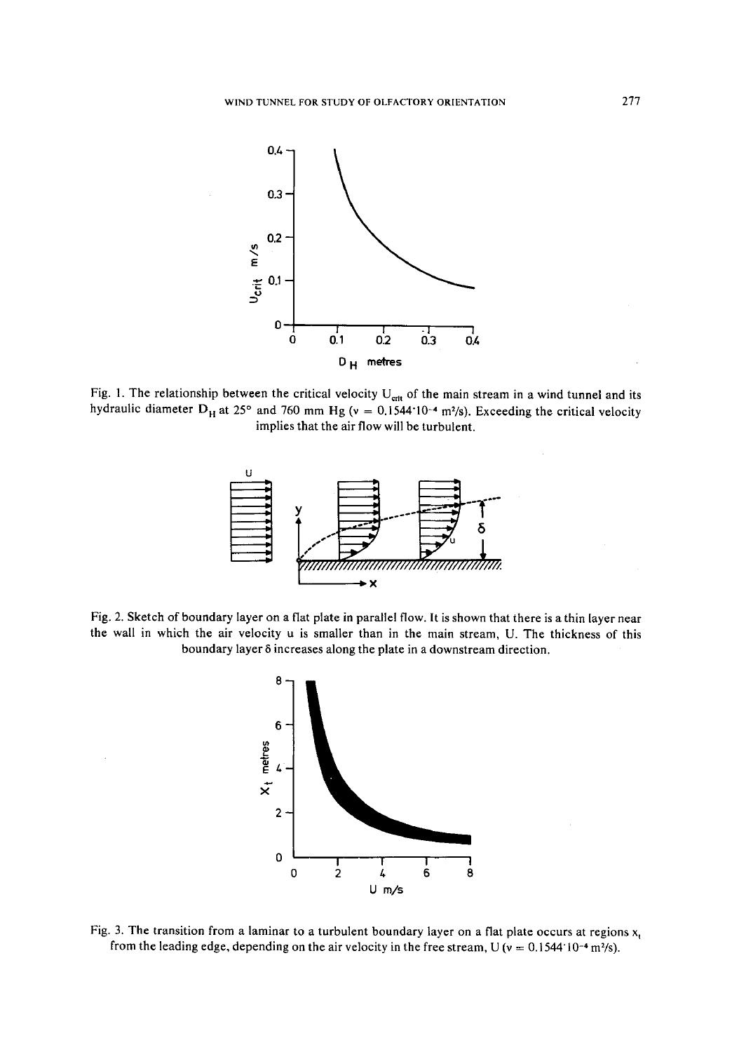Fig. 1. The relationship between the critical velocity $U_{crit}$ of the main stream in a wind tunnel and its hydraulic diameter $D_H$ at 25° and 760 mm Hg ($\nu = 0.1544 \cdot 10^{-4}$ m²/s). Exceeding the critical velocity implies that the air flow will be turbulent.

Fig. 2. Sketch of boundary layer on a flat plate in parallel flow. It is shown that there is a thin layer near the wall in which the air velocity u is smaller than in the main stream, U. The thickness of this boundary layer $\delta$ increases along the plate in a downstream direction.

Fig. 3. The transition from a laminar to a turbulent boundary layer on a flat plate occurs at regions $x_t$ from the leading edge, depending on the air velocity in the free stream, U ($\nu = 0.1544 \cdot 10^{-4}$ m²/s).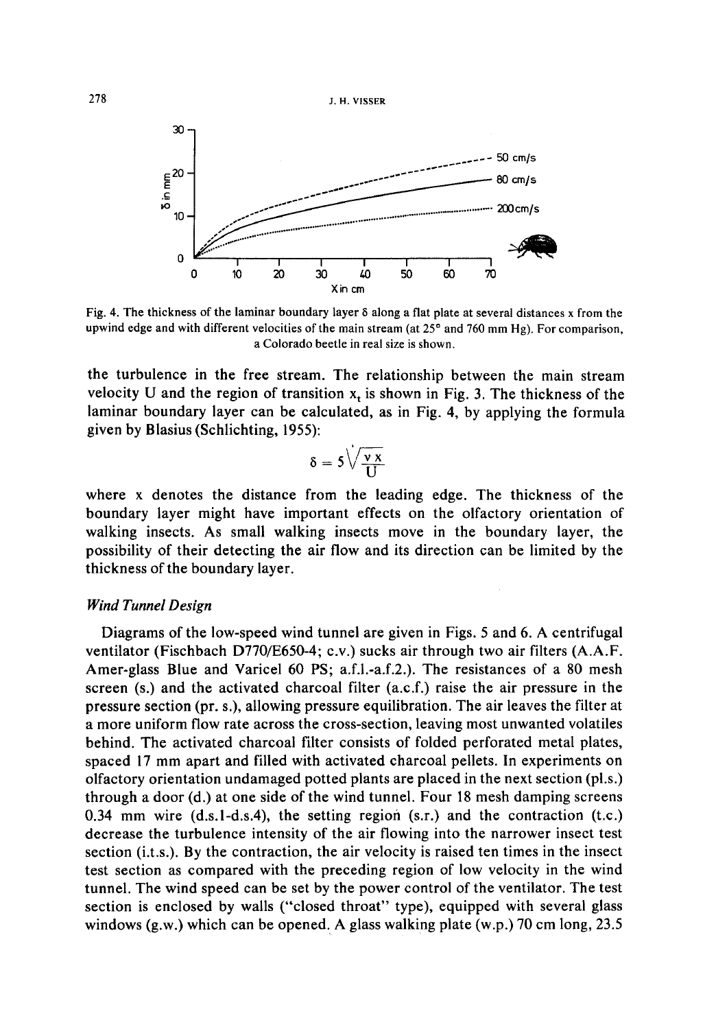Fig. 4. The thickness of the laminar boundary layer δ along a flat plate at several distances x from the upwind edge and with different velocities of the main stream (at 25° and 760 mm Hg). For comparison, a Colorado beetle in real size is shown.

the turbulence in the free stream. The relationship between the main stream velocity U and the region of transition $x_t$ is shown in Fig. 3. The thickness of the laminar boundary layer can be calculated, as in Fig. 4, by applying the formula given by Blasius (Schlichting, 1955):

$$\delta = 5\sqrt{\frac{\nu x}{U}}$$

where x denotes the distance from the leading edge. The thickness of the boundary layer might have important effects on the olfactory orientation of walking insects. As small walking insects move in the boundary layer, the possibility of their detecting the air flow and its direction can be limited by the thickness of the boundary layer.

### *Wind Tunnel Design*

Diagrams of the low-speed wind tunnel are given in Figs. 5 and 6. A centrifugal ventilator (Fischbach D770/E650-4; c.v.) sucks air through two air filters (A.A.F. Amer-glass Blue and Varicel 60 PS; a.f.1.-a.f.2.). The resistances of a 80 mesh screen (s.) and the activated charcoal filter (a.c.f.) raise the air pressure in the pressure section (pr. s.), allowing pressure equilibration. The air leaves the filter at a more uniform flow rate across the cross-section, leaving most unwanted volatiles behind. The activated charcoal filter consists of folded perforated metal plates, spaced 17 mm apart and filled with activated charcoal pellets. In experiments on olfactory orientation undamaged potted plants are placed in the next section (pl.s.) through a door (d.) at one side of the wind tunnel. Four 18 mesh damping screens 0.34 mm wire (d.s.1-d.s.4), the setting region (s.r.) and the contraction (t.c.) decrease the turbulence intensity of the air flowing into the narrower insect test section (i.t.s.). By the contraction, the air velocity is raised ten times in the insect test section as compared with the preceding region of low velocity in the wind tunnel. The wind speed can be set by the power control of the ventilator. The test section is enclosed by walls ("closed throat" type), equipped with several glass windows (g.w.) which can be opened. A glass walking plate (w.p.) 70 cm long, 23.5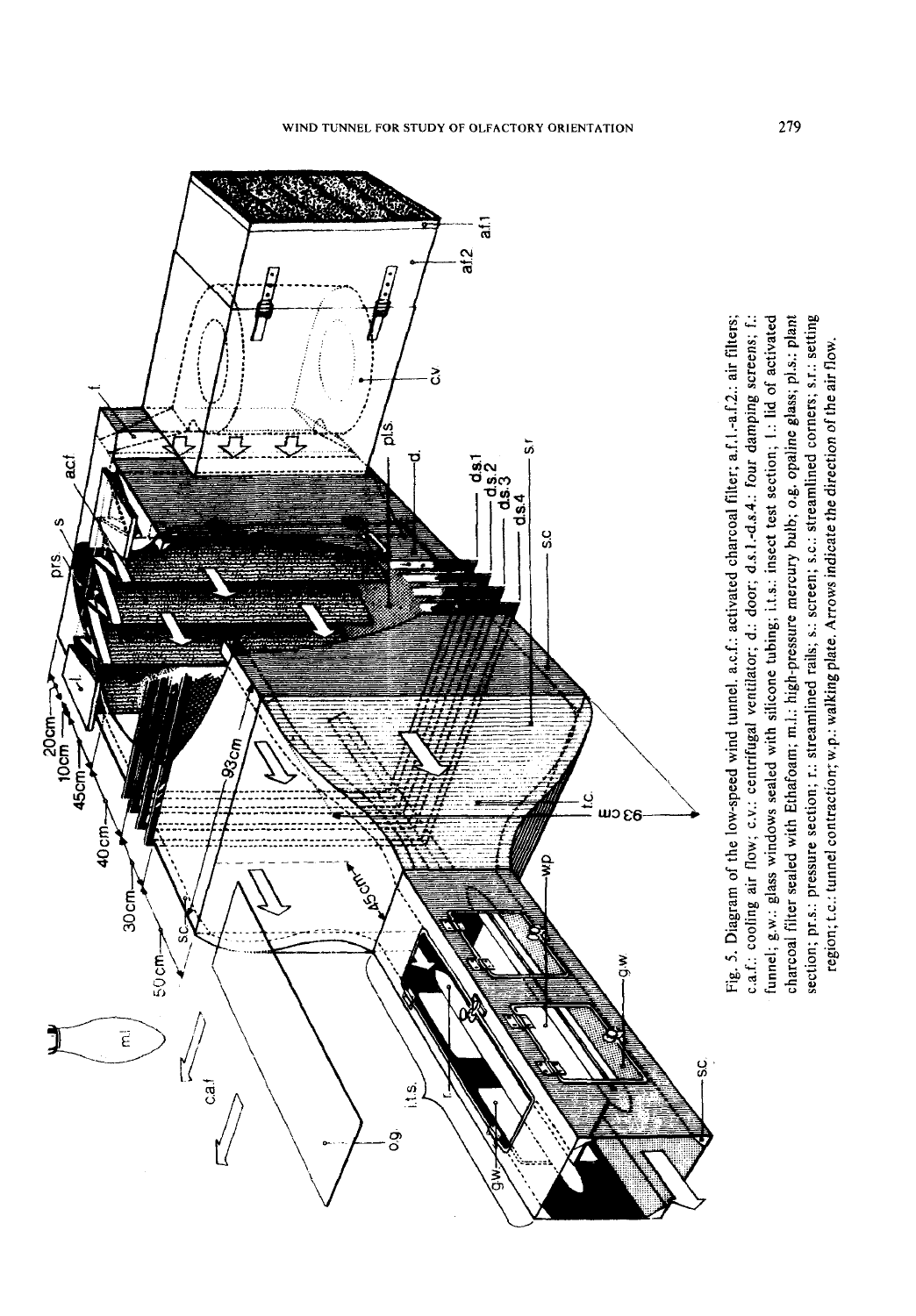Fig. 5. Diagram of the low-speed wind tunnel. a.c.f.: activated charcoal filter; a.f.1.-a.f.2.: air filters; c.a.f.: cooling air flow; c.v.: centrifugal ventilator; d.: door; d.s.1.-d.s.4.: four damping screens; f.: funnel; g.w.: glass windows sealed with silicone tubing; i.t.s.: insect test section; l.: lid of activated charcoal filter sealed with Ethafoam; m.l.: high-pressure mercury bulb; o.g. opaline glass; pl.s.: plant section; pr.s.: pressure section; r.: streamlined rails; s.: screen; s.c.: streamlined corners; s.r.: setting region; t.c.: tunnel contraction; w.p.: walking plate. Arrows indicate the direction of the air flow.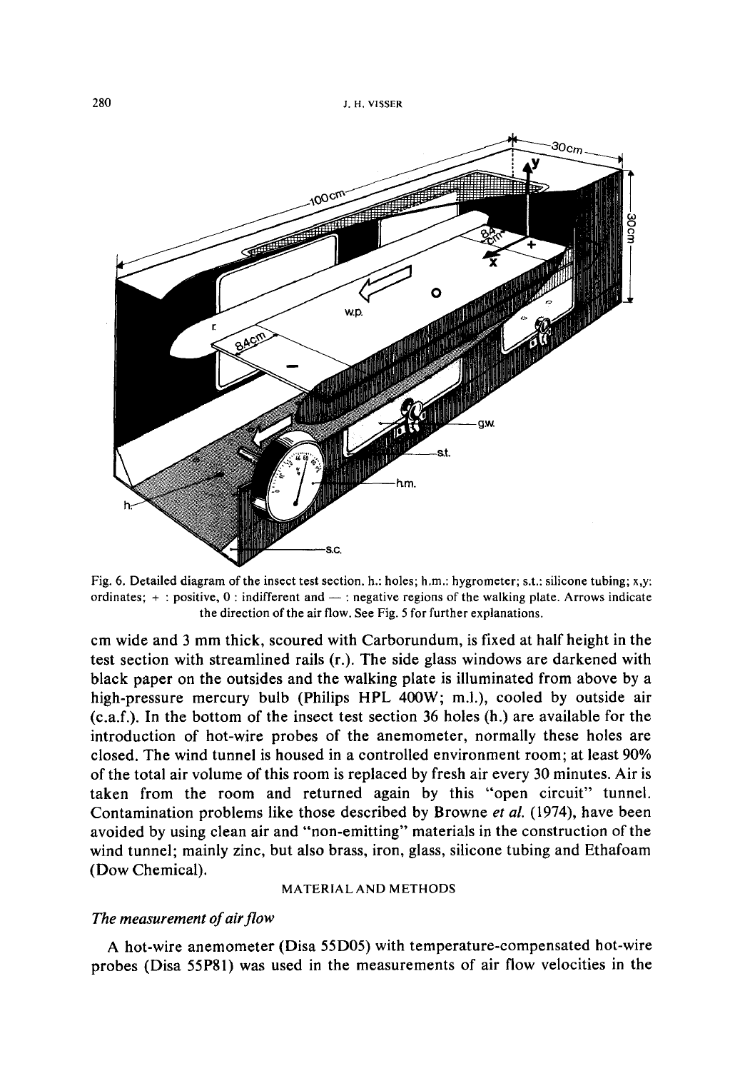Fig. 6. Detailed diagram of the insect test section. h.: holes; h.m.: hygrometer; s.t.: silicone tubing; x,y: ordinates; + : positive, 0 : indifferent and — : negative regions of the walking plate. Arrows indicate the direction of the air flow. See Fig. 5 for further explanations.

cm wide and 3 mm thick, scoured with Carborundum, is fixed at half height in the test section with streamlined rails (r.). The side glass windows are darkened with black paper on the outsides and the walking plate is illuminated from above by a high-pressure mercury bulb (Philips HPL 400W; m.l.), cooled by outside air (c.a.f.). In the bottom of the insect test section 36 holes (h.) are available for the introduction of hot-wire probes of the anemometer, normally these holes are closed. The wind tunnel is housed in a controlled environment room; at least 90% of the total air volume of this room is replaced by fresh air every 30 minutes. Air is taken from the room and returned again by this "open circuit" tunnel. Contamination problems like those described by Browne *et al.* (1974), have been avoided by using clean air and "non-emitting" materials in the construction of the wind tunnel; mainly zinc, but also brass, iron, glass, silicone tubing and Ethafoam (Dow Chemical).

## MATERIAL AND METHODS

### *The measurement of air flow*

A hot-wire anemometer (Disa 55D05) with temperature-compensated hot-wire probes (Disa 55P81) was used in the measurements of air flow velocities in the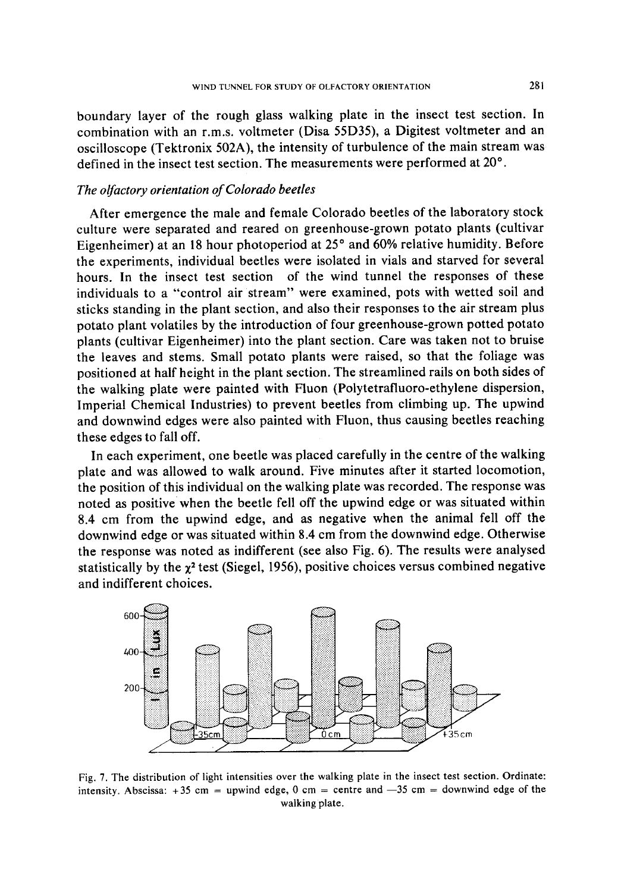boundary layer of the rough glass walking plate in the insect test section. In combination with an r.m.s. voltmeter (Disa 55D35), a Digitest voltmeter and an oscilloscope (Tektronix 502A), the intensity of turbulence of the main stream was defined in the insect test section. The measurements were performed at 20°.

### *The olfactory orientation of Colorado beetles*

After emergence the male and female Colorado beetles of the laboratory stock culture were separated and reared on greenhouse-grown potato plants (cultivar Eigenheimer) at an 18 hour photoperiod at 25° and 60% relative humidity. Before the experiments, individual beetles were isolated in vials and starved for several hours. In the insect test section of the wind tunnel the responses of these individuals to a "control air stream" were examined, pots with wetted soil and sticks standing in the plant section, and also their responses to the air stream plus potato plant volatiles by the introduction of four greenhouse-grown potted potato plants (cultivar Eigenheimer) into the plant section. Care was taken not to bruise the leaves and stems. Small potato plants were raised, so that the foliage was positioned at half height in the plant section. The streamlined rails on both sides of the walking plate were painted with Fluon (Polytetrafluoro-ethylene dispersion, Imperial Chemical Industries) to prevent beetles from climbing up. The upwind and downwind edges were also painted with Fluon, thus causing beetles reaching these edges to fall off.

In each experiment, one beetle was placed carefully in the centre of the walking plate and was allowed to walk around. Five minutes after it started locomotion, the position of this individual on the walking plate was recorded. The response was noted as positive when the beetle fell off the upwind edge or was situated within 8.4 cm from the upwind edge, and as negative when the animal fell off the downwind edge or was situated within 8.4 cm from the downwind edge. Otherwise the response was noted as indifferent (see also Fig. 6). The results were analysed statistically by the $\chi^2$ test (Siegel, 1956), positive choices versus combined negative and indifferent choices.

Fig. 7. The distribution of light intensities over the walking plate in the insect test section. Ordinate: intensity. Abscissa: +35 cm = upwind edge, 0 cm = centre and −35 cm = downwind edge of the walking plate.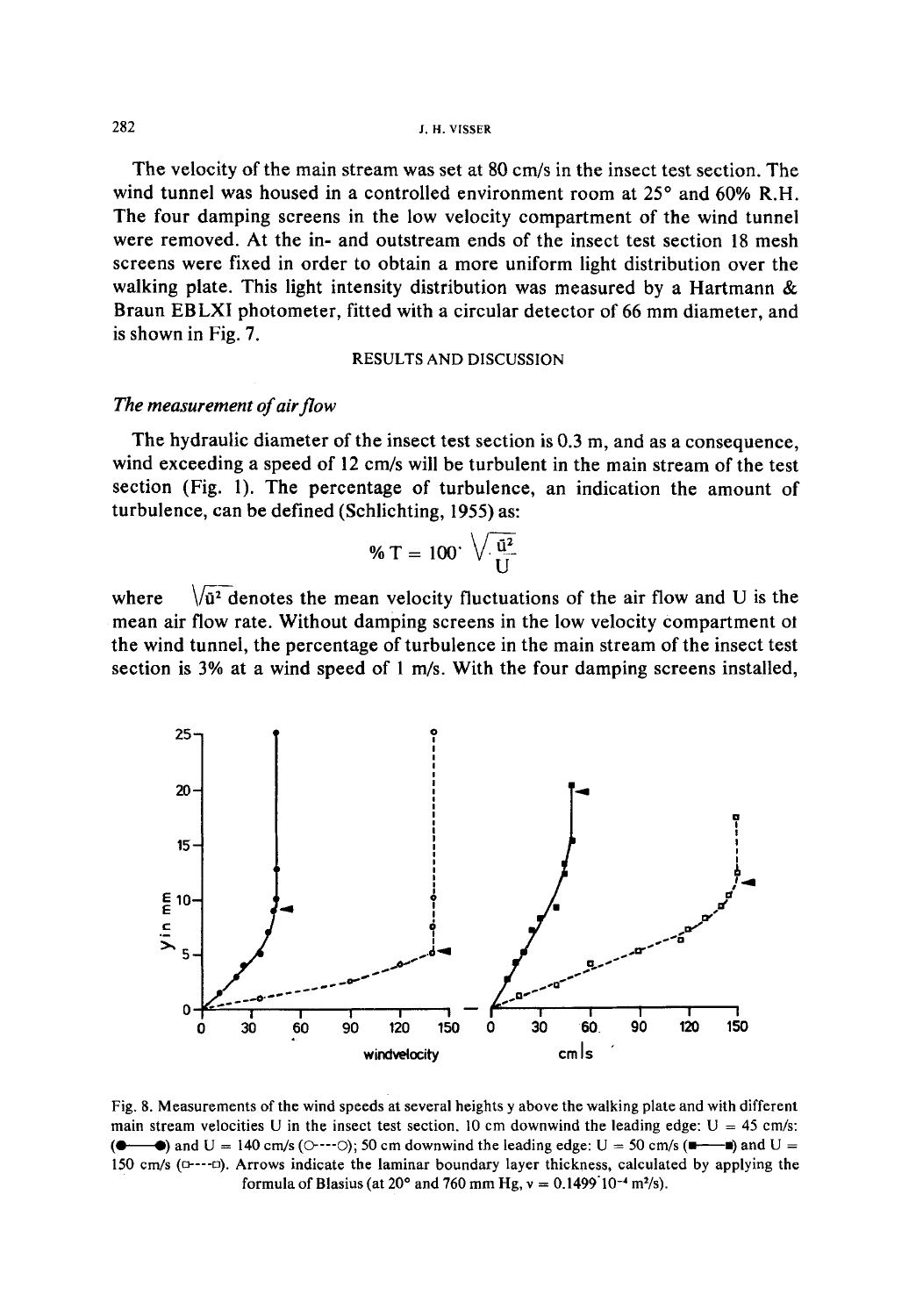The velocity of the main stream was set at 80 cm/s in the insect test section. The wind tunnel was housed in a controlled environment room at 25° and 60% R.H. The four damping screens in the low velocity compartment of the wind tunnel were removed. At the in- and outstream ends of the insect test section 18 mesh screens were fixed in order to obtain a more uniform light distribution over the walking plate. This light intensity distribution was measured by a Hartmann & Braun EBLXI photometer, fitted with a circular detector of 66 mm diameter, and is shown in Fig. 7.

## RESULTS AND DISCUSSION

### *The measurement of air flow*

The hydraulic diameter of the insect test section is 0.3 m, and as a consequence, wind exceeding a speed of 12 cm/s will be turbulent in the main stream of the test section (Fig. 1). The percentage of turbulence, an indication the amount of turbulence, can be defined (Schlichting, 1955) as:

$$\% T = 100 \cdot \frac{\sqrt{\bar{u}^2}}{U}$$

where $\sqrt{\bar{u}^2}$ denotes the mean velocity fluctuations of the air flow and U is the mean air flow rate. Without damping screens in the low velocity compartment of the wind tunnel, the percentage of turbulence in the main stream of the insect test section is 3% at a wind speed of 1 m/s. With the four damping screens installed,

Fig. 8. Measurements of the wind speeds at several heights y above the walking plate and with different main stream velocities U in the insect test section. 10 cm downwind the leading edge: U = 45 cm/s: (●——●) and U = 140 cm/s (○----○); 50 cm downwind the leading edge: U = 50 cm/s (■——■) and U = 150 cm/s (□----□). Arrows indicate the laminar boundary layer thickness, calculated by applying the formula of Blasius (at 20° and 760 mm Hg, $\nu = 0.1499 \cdot 10^{-4}$ m²/s).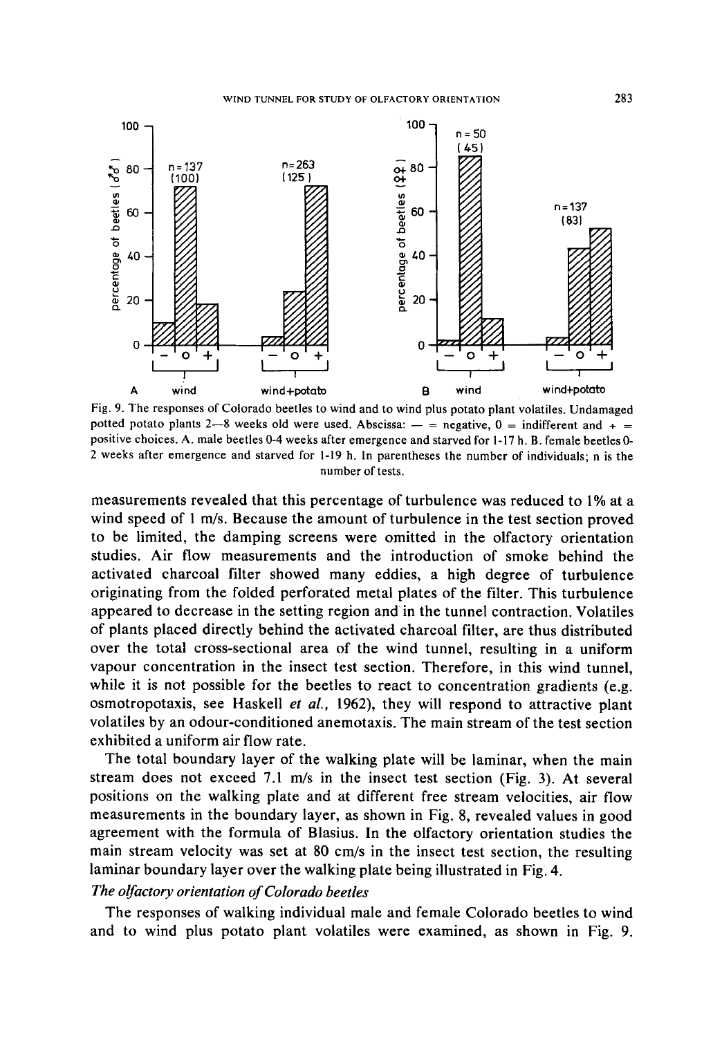Fig. 9. The responses of Colorado beetles to wind and to wind plus potato plant volatiles. Undamaged potted potato plants 2—8 weeks old were used. Abscissa: — = negative, 0 = indifferent and + = positive choices. A. male beetles 0-4 weeks after emergence and starved for 1-17 h. B. female beetles 0-2 weeks after emergence and starved for 1-19 h. In parentheses the number of individuals; n is the number of tests.

measurements revealed that this percentage of turbulence was reduced to 1% at a wind speed of 1 m/s. Because the amount of turbulence in the test section proved to be limited, the damping screens were omitted in the olfactory orientation studies. Air flow measurements and the introduction of smoke behind the activated charcoal filter showed many eddies, a high degree of turbulence originating from the folded perforated metal plates of the filter. This turbulence appeared to decrease in the setting region and in the tunnel contraction. Volatiles of plants placed directly behind the activated charcoal filter, are thus distributed over the total cross-sectional area of the wind tunnel, resulting in a uniform vapour concentration in the insect test section. Therefore, in this wind tunnel, while it is not possible for the beetles to react to concentration gradients (e.g. osmotropotaxis, see Haskell *et al.*, 1962), they will respond to attractive plant volatiles by an odour-conditioned anemotaxis. The main stream of the test section exhibited a uniform air flow rate.

The total boundary layer of the walking plate will be laminar, when the main stream does not exceed 7.1 m/s in the insect test section (Fig. 3). At several positions on the walking plate and at different free stream velocities, air flow measurements in the boundary layer, as shown in Fig. 8, revealed values in good agreement with the formula of Blasius. In the olfactory orientation studies the main stream velocity was set at 80 cm/s in the insect test section, the resulting laminar boundary layer over the walking plate being illustrated in Fig. 4.

*The olfactory orientation of Colorado beetles*

The responses of walking individual male and female Colorado beetles to wind and to wind plus potato plant volatiles were examined, as shown in Fig. 9.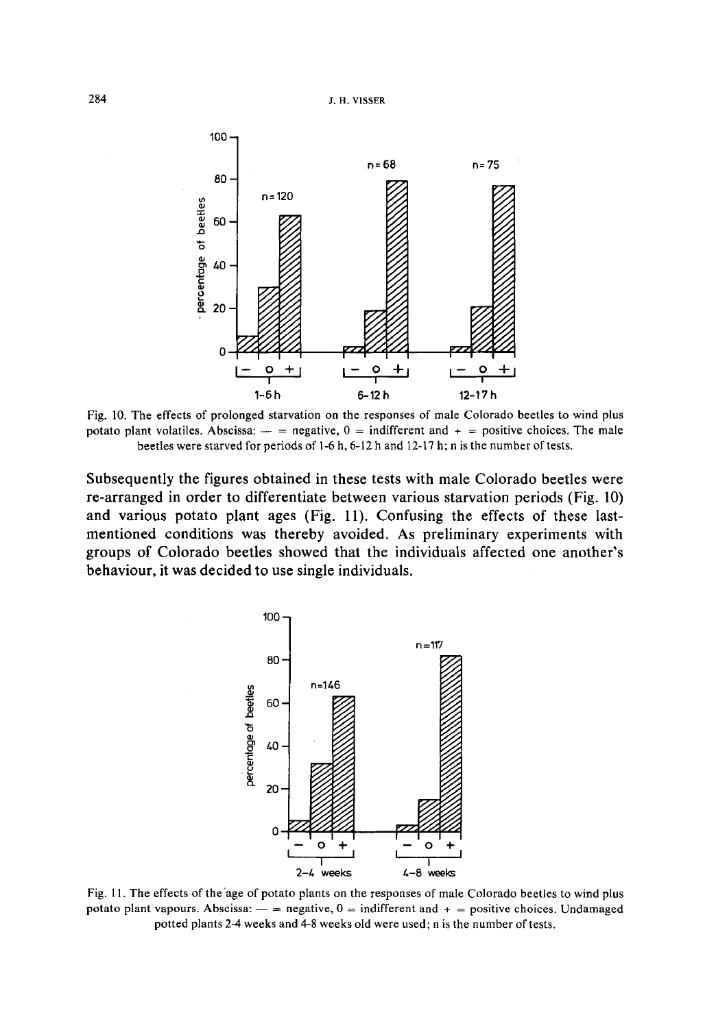Fig. 10. The effects of prolonged starvation on the responses of male Colorado beetles to wind plus potato plant volatiles. Abscissa: — = negative, 0 = indifferent and + = positive choices. The male beetles were starved for periods of 1-6 h, 6-12 h and 12-17 h; n is the number of tests.

Subsequently the figures obtained in these tests with male Colorado beetles were re-arranged in order to differentiate between various starvation periods (Fig. 10) and various potato plant ages (Fig. 11). Confusing the effects of these last-mentioned conditions was thereby avoided. As preliminary experiments with groups of Colorado beetles showed that the individuals affected one another's behaviour, it was decided to use single individuals.

Fig. 11. The effects of the age of potato plants on the responses of male Colorado beetles to wind plus potato plant vapours. Abscissa: — = negative, 0 = indifferent and + = positive choices. Undamaged potted plants 2-4 weeks and 4-8 weeks old were used; n is the number of tests.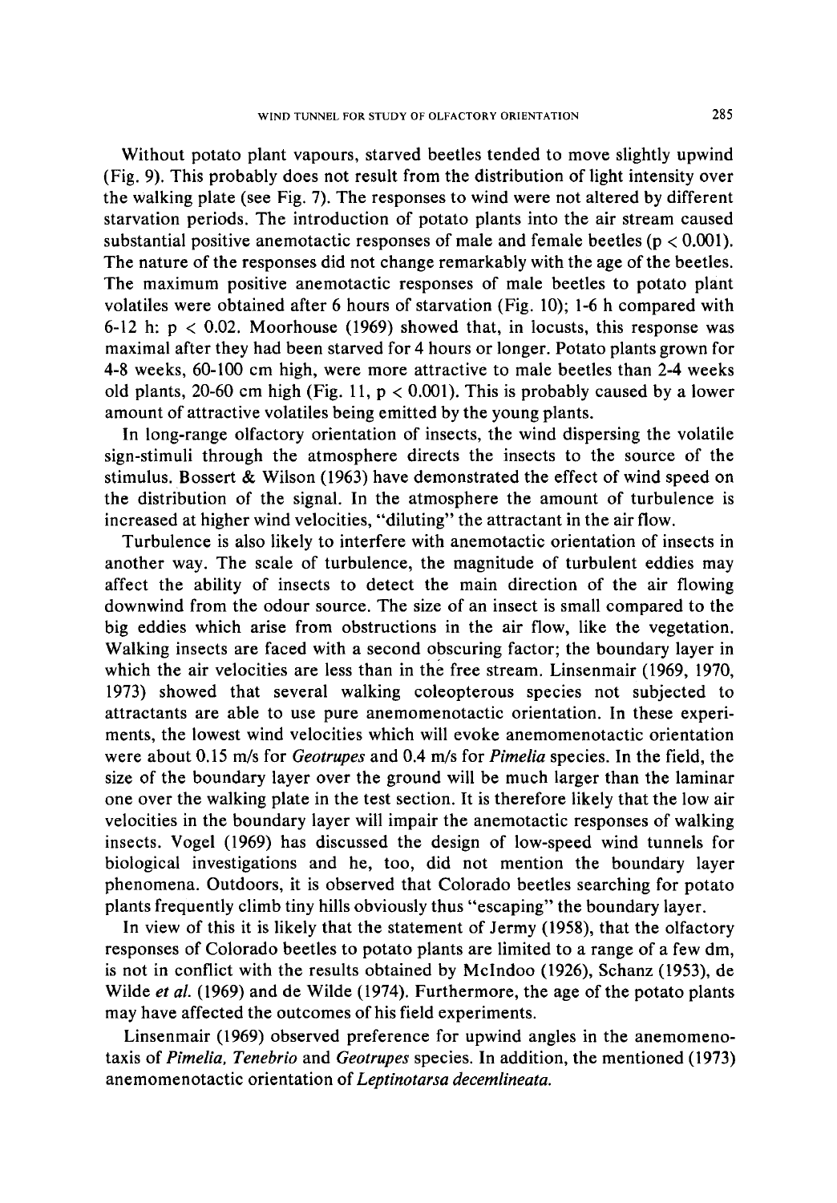Without potato plant vapours, starved beetles tended to move slightly upwind (Fig. 9). This probably does not result from the distribution of light intensity over the walking plate (see Fig. 7). The responses to wind were not altered by different starvation periods. The introduction of potato plants into the air stream caused substantial positive anemotactic responses of male and female beetles ($p < 0.001$). The nature of the responses did not change remarkably with the age of the beetles. The maximum positive anemotactic responses of male beetles to potato plant volatiles were obtained after 6 hours of starvation (Fig. 10); 1-6 h compared with 6-12 h: $p < 0.02$. Moorhouse (1969) showed that, in locusts, this response was maximal after they had been starved for 4 hours or longer. Potato plants grown for 4-8 weeks, 60-100 cm high, were more attractive to male beetles than 2-4 weeks old plants, 20-60 cm high (Fig. 11, $p < 0.001$). This is probably caused by a lower amount of attractive volatiles being emitted by the young plants.

In long-range olfactory orientation of insects, the wind dispersing the volatile sign-stimuli through the atmosphere directs the insects to the source of the stimulus. Bossert & Wilson (1963) have demonstrated the effect of wind speed on the distribution of the signal. In the atmosphere the amount of turbulence is increased at higher wind velocities, "diluting" the attractant in the air flow.

Turbulence is also likely to interfere with anemotactic orientation of insects in another way. The scale of turbulence, the magnitude of turbulent eddies may affect the ability of insects to detect the main direction of the air flowing downwind from the odour source. The size of an insect is small compared to the big eddies which arise from obstructions in the air flow, like the vegetation. Walking insects are faced with a second obscuring factor; the boundary layer in which the air velocities are less than in the free stream. Linsenmair (1969, 1970, 1973) showed that several walking coleopterous species not subjected to attractants are able to use pure anemomenotactic orientation. In these experiments, the lowest wind velocities which will evoke anemomenotactic orientation were about 0.15 m/s for *Geotrupes* and 0.4 m/s for *Pimelia* species. In the field, the size of the boundary layer over the ground will be much larger than the laminar one over the walking plate in the test section. It is therefore likely that the low air velocities in the boundary layer will impair the anemotactic responses of walking insects. Vogel (1969) has discussed the design of low-speed wind tunnels for biological investigations and he, too, did not mention the boundary layer phenomena. Outdoors, it is observed that Colorado beetles searching for potato plants frequently climb tiny hills obviously thus "escaping" the boundary layer.

In view of this it is likely that the statement of Jermy (1958), that the olfactory responses of Colorado beetles to potato plants are limited to a range of a few dm, is not in conflict with the results obtained by McIndoo (1926), Schanz (1953), de Wilde *et al.* (1969) and de Wilde (1974). Furthermore, the age of the potato plants may have affected the outcomes of his field experiments.

Linsenmair (1969) observed preference for upwind angles in the anemomenotaxis of *Pimelia, Tenebrio* and *Geotrupes* species. In addition, the mentioned (1973) anemomenotactic orientation of *Leptinotarsa decemlineata.*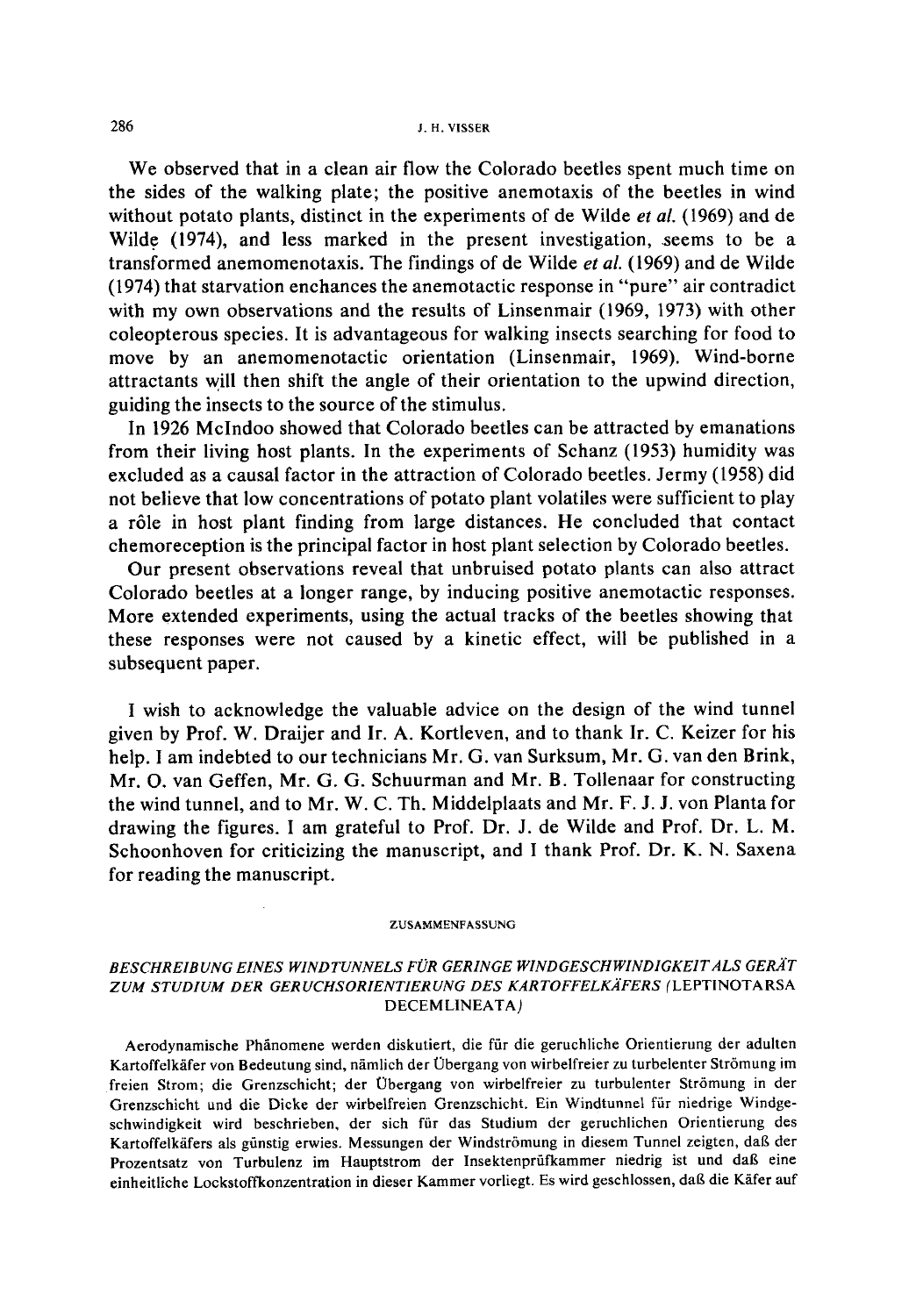We observed that in a clean air flow the Colorado beetles spent much time on the sides of the walking plate; the positive anemotaxis of the beetles in wind without potato plants, distinct in the experiments of de Wilde *et al.* (1969) and de Wilde (1974), and less marked in the present investigation, seems to be a transformed anemomenotaxis. The findings of de Wilde *et al.* (1969) and de Wilde (1974) that starvation enchances the anemotactic response in "pure" air contradict with my own observations and the results of Linsenmair (1969, 1973) with other coleopterous species. It is advantageous for walking insects searching for food to move by an anemomenotactic orientation (Linsenmair, 1969). Wind-borne attractants will then shift the angle of their orientation to the upwind direction, guiding the insects to the source of the stimulus.

In 1926 McIndoo showed that Colorado beetles can be attracted by emanations from their living host plants. In the experiments of Schanz (1953) humidity was excluded as a causal factor in the attraction of Colorado beetles. Jermy (1958) did not believe that low concentrations of potato plant volatiles were sufficient to play a rôle in host plant finding from large distances. He concluded that contact chemoreception is the principal factor in host plant selection by Colorado beetles.

Our present observations reveal that unbruised potato plants can also attract Colorado beetles at a longer range, by inducing positive anemotactic responses. More extended experiments, using the actual tracks of the beetles showing that these responses were not caused by a kinetic effect, will be published in a subsequent paper.

I wish to acknowledge the valuable advice on the design of the wind tunnel given by Prof. W. Draijer and Ir. A. Kortleven, and to thank Ir. C. Keizer for his help. I am indebted to our technicians Mr. G. van Surksum, Mr. G. van den Brink, Mr. O. van Geffen, Mr. G. G. Schuurman and Mr. B. Tollenaar for constructing the wind tunnel, and to Mr. W. C. Th. Middelplaats and Mr. F. J. J. von Planta for drawing the figures. I am grateful to Prof. Dr. J. de Wilde and Prof. Dr. L. M. Schoonhoven for criticizing the manuscript, and I thank Prof. Dr. K. N. Saxena for reading the manuscript.

## ZUSAMMENFASSUNG

### *BESCHREIBUNG EINES WINDTUNNELS FÜR GERINGE WINDGESCHWINDIGKEIT ALS GERÄT ZUM STUDIUM DER GERUCHSORIENTIERUNG DES KARTOFFELKÄFERS (*LEPTINOTARSA DECEMLINEATA*)*

Aerodynamische Phänomene werden diskutiert, die für die geruchliche Orientierung der adulten Kartoffelkäfer von Bedeutung sind, nämlich der Übergang von wirbelfreier zu turbelenter Strömung im freien Strom; die Grenzschicht; der Übergang von wirbelfreier zu turbulenter Strömung in der Grenzschicht und die Dicke der wirbelfreien Grenzschicht. Ein Windtunnel für niedrige Windgeschwindigkeit wird beschrieben, der sich für das Studium der geruchlichen Orientierung des Kartoffelkäfers als günstig erwies. Messungen der Windströmung in diesem Tunnel zeigten, daß der Prozentsatz von Turbulenz im Hauptstrom der Insektenprüfkammer niedrig ist und daß eine einheitliche Lockstoffkonzentration in dieser Kammer vorliegt. Es wird geschlossen, daß die Käfer auf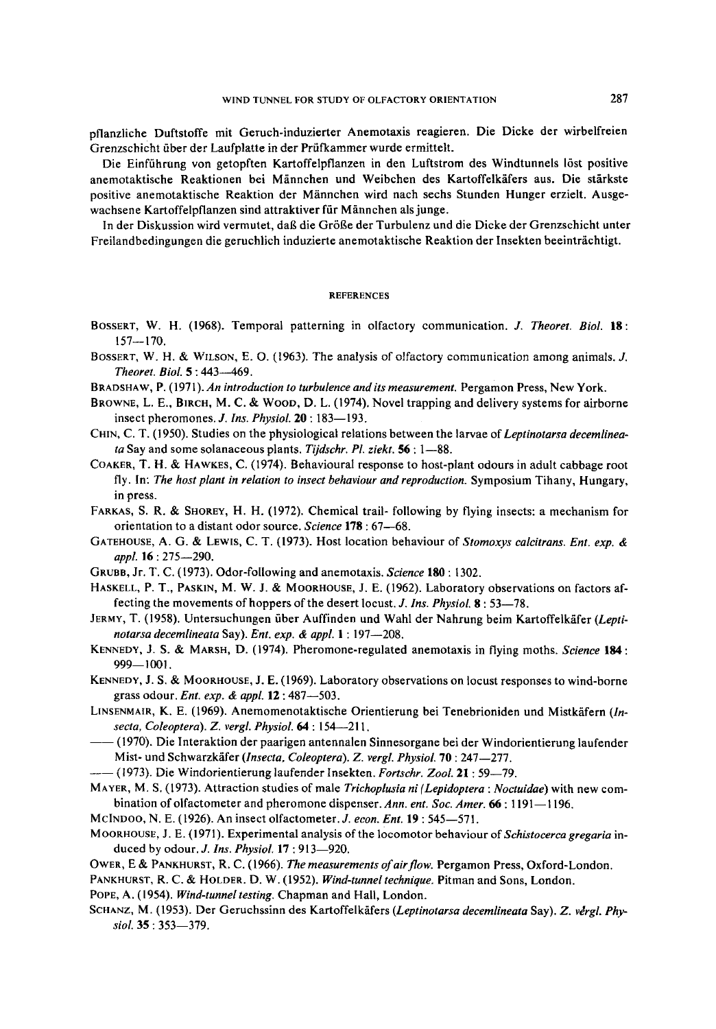pflanzliche Duftstoffe mit Geruch-induzierter Anemotaxis reagieren. Die Dicke der wirbelfreien Grenzschicht über der Laufplatte in der Prüfkammer wurde ermittelt.

Die Einführung von getopften Kartoffelpflanzen in den Luftstrom des Windtunnels löst positive anemotaktische Reaktionen bei Männchen und Weibchen des Kartoffelkäfers aus. Die stärkste positive anemotaktische Reaktion der Männchen wird nach sechs Stunden Hunger erzielt. Ausgewachsene Kartoffelpflanzen sind attraktiver für Männchen als junge.

In der Diskussion wird vermutet, daß die Größe der Turbulenz und die Dicke der Grenzschicht unter Freilandbedingungen die geruchlich induzierte anemotaktische Reaktion der Insekten beeinträchtigt.

## REFERENCES

Bossert, W. H. (1968). Temporal patterning in olfactory communication. *J. Theoret. Biol.* **18**: 157—170.

Bossert, W. H. & Wilson, E. O. (1963). The analysis of olfactory communication among animals. *J. Theoret. Biol.* **5**: 443—469.

Bradshaw, P. (1971). *An introduction to turbulence and its measurement.* Pergamon Press, New York.

Browne, L. E., Birch, M. C. & Wood, D. L. (1974). Novel trapping and delivery systems for airborne insect pheromones. *J. Ins. Physiol.* **20**: 183—193.

Chin, C. T. (1950). Studies on the physiological relations between the larvae of *Leptinotarsa decemlineata* Say and some solanaceous plants. *Tijdschr. Pl. ziekt.* **56**: 1—88.

Coaker, T. H. & Hawkes, C. (1974). Behavioural response to host-plant odours in adult cabbage root fly. In: *The host plant in relation to insect behaviour and reproduction.* Symposium Tihany, Hungary, in press.

Farkas, S. R. & Shorey, H. H. (1972). Chemical trail- following by flying insects: a mechanism for orientation to a distant odor source. *Science* **178**: 67—68.

Gatehouse, A. G. & Lewis, C. T. (1973). Host location behaviour of *Stomoxys calcitrans. Ent. exp. & appl.* **16**: 275—290.

Grubb, Jr. T. C. (1973). Odor-following and anemotaxis. *Science* **180**: 1302.

Haskell, P. T., Paskin, M. W. J. & Moorhouse, J. E. (1962). Laboratory observations on factors affecting the movements of hoppers of the desert locust. *J. Ins. Physiol.* **8**: 53—78.

Jermy, T. (1958). Untersuchungen über Auffinden und Wahl der Nahrung beim Kartoffelkäfer (*Leptinotarsa decemlineata* Say). *Ent. exp. & appl.* **1**: 197—208.

Kennedy, J. S. & Marsh, D. (1974). Pheromone-regulated anemotaxis in flying moths. *Science* **184**: 999—1001.

Kennedy, J. S. & Moorhouse, J. E. (1969). Laboratory observations on locust responses to wind-borne grass odour. *Ent. exp. & appl.* **12**: 487—503.

Linsenmair, K. E. (1969). Anemomenotaktische Orientierung bei Tenebrioniden und Mistkäfern (*Insecta, Coleoptera*). *Z. vergl. Physiol.* **64**: 154—211.

—— (1970). Die Interaktion der paarigen antennalen Sinnesorgane bei der Windorientierung laufender Mist- und Schwarzkäfer (*Insecta, Coleoptera*). *Z. vergl. Physiol.* **70**: 247—277.

—— (1973). Die Windorientierung laufender Insekten. *Fortschr. Zool.* **21**: 59—79.

Mayer, M. S. (1973). Attraction studies of male *Trichoplusia ni* (*Lepidoptera : Noctuidae*) with new combination of olfactometer and pheromone dispenser. *Ann. ent. Soc. Amer.* **66**: 1191—1196.

McIndoo, N. E. (1926). An insect olfactometer. *J. econ. Ent.* **19**: 545—571.

Moorhouse, J. E. (1971). Experimental analysis of the locomotor behaviour of *Schistocerca gregaria* induced by odour. *J. Ins. Physiol.* **17**: 913—920.

Ower, E & Pankhurst, R. C. (1966). *The measurements of air flow.* Pergamon Press, Oxford-London.

Pankhurst, R. C. & Holder. D. W. (1952). *Wind-tunnel technique.* Pitman and Sons, London.

Pope, A. (1954). *Wind-tunnel testing.* Chapman and Hall, London.

Schanz, M. (1953). Der Geruchssinn des Kartoffelkäfers (*Leptinotarsa decemlineata* Say). *Z. vergl. Physiol.* **35**: 353—379.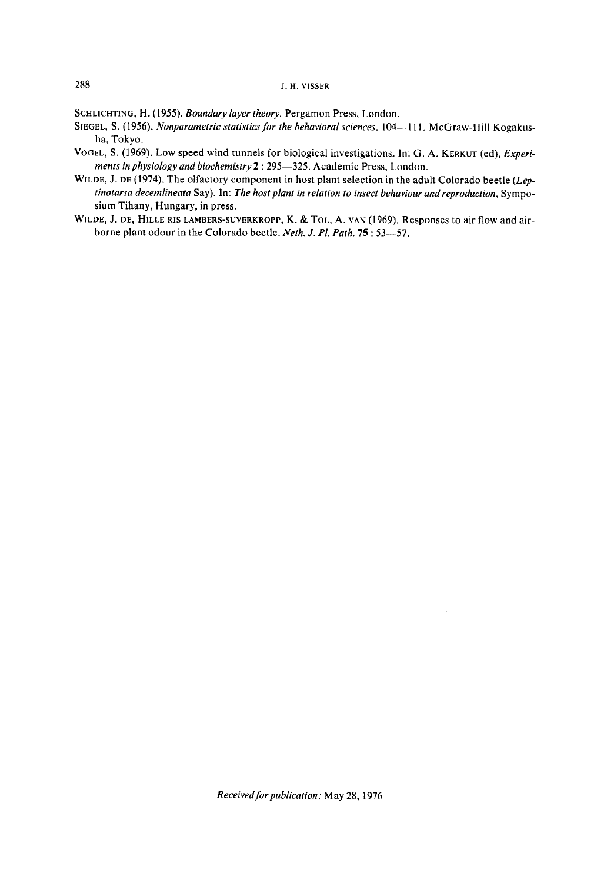SCHLICHTING, H. (1955). *Boundary layer theory.* Pergamon Press, London.

SIEGEL, S. (1956). *Nonparametric statistics for the behavioral sciences,* 104—111. McGraw-Hill Kogakusha, Tokyo.

VOGEL, S. (1969). Low speed wind tunnels for biological investigations. In: G. A. KERKUT (ed), *Experiments in physiology and biochemistry* **2** : 295—325. Academic Press, London.

WILDE, J. DE (1974). The olfactory component in host plant selection in the adult Colorado beetle (*Leptinotarsa decemlineata* Say). In: *The host plant in relation to insect behaviour and reproduction,* Symposium Tihany, Hungary, in press.

WILDE, J. DE, HILLE RIS LAMBERS-SUVERKROPP, K. & TOL, A. VAN (1969). Responses to air flow and airborne plant odour in the Colorado beetle. *Neth. J. Pl. Path.* **75** : 53—57.

*Received for publication:* May 28, 1976